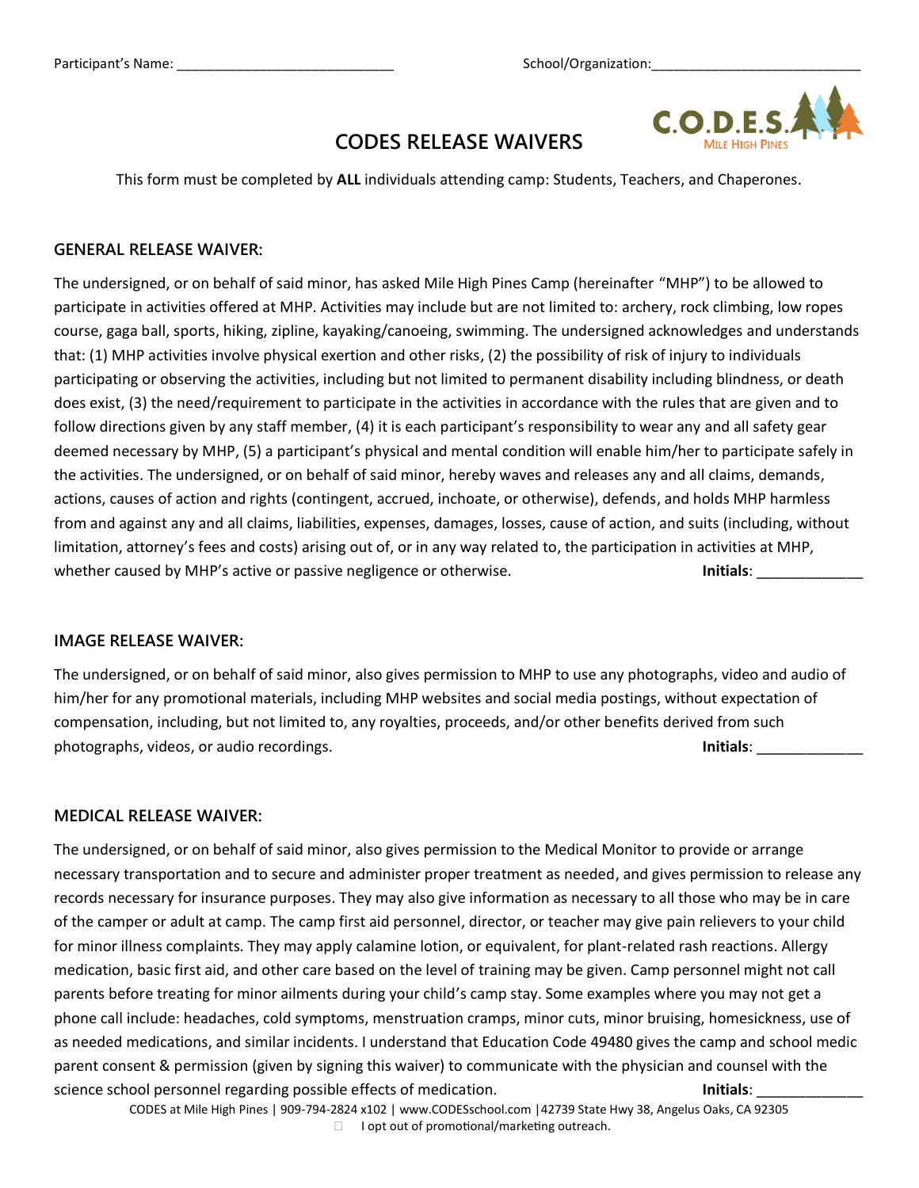Participant's Name: _____________________________ School/Organization:___________________________

# CODES RELEASE WAIVERS

This form must be completed by **ALL** individuals attending camp: Students, Teachers, and Chaperones.

## GENERAL RELEASE WAIVER:

The undersigned, or on behalf of said minor, has asked Mile High Pines Camp (hereinafter "MHP") to be allowed to participate in activities offered at MHP. Activities may include but are not limited to: archery, rock climbing, low ropes course, gaga ball, sports, hiking, zipline, kayaking/canoeing, swimming. The undersigned acknowledges and understands that: (1) MHP activities involve physical exertion and other risks, (2) the possibility of risk of injury to individuals participating or observing the activities, including but not limited to permanent disability including blindness, or death does exist, (3) the need/requirement to participate in the activities in accordance with the rules that are given and to follow directions given by any staff member, (4) it is each participant's responsibility to wear any and all safety gear deemed necessary by MHP, (5) a participant's physical and mental condition will enable him/her to participate safely in the activities. The undersigned, or on behalf of said minor, hereby waves and releases any and all claims, demands, actions, causes of action and rights (contingent, accrued, inchoate, or otherwise), defends, and holds MHP harmless from and against any and all claims, liabilities, expenses, damages, losses, cause of action, and suits (including, without limitation, attorney's fees and costs) arising out of, or in any way related to, the participation in activities at MHP, whether caused by MHP's active or passive negligence or otherwise. **Initials**: _____________

## IMAGE RELEASE WAIVER:

The undersigned, or on behalf of said minor, also gives permission to MHP to use any photographs, video and audio of him/her for any promotional materials, including MHP websites and social media postings, without expectation of compensation, including, but not limited to, any royalties, proceeds, and/or other benefits derived from such photographs, videos, or audio recordings. **Initials**: _____________

## MEDICAL RELEASE WAIVER:

The undersigned, or on behalf of said minor, also gives permission to the Medical Monitor to provide or arrange necessary transportation and to secure and administer proper treatment as needed, and gives permission to release any records necessary for insurance purposes. They may also give information as necessary to all those who may be in care of the camper or adult at camp. The camp first aid personnel, director, or teacher may give pain relievers to your child for minor illness complaints. They may apply calamine lotion, or equivalent, for plant-related rash reactions. Allergy medication, basic first aid, and other care based on the level of training may be given. Camp personnel might not call parents before treating for minor ailments during your child's camp stay. Some examples where you may not get a phone call include: headaches, cold symptoms, menstruation cramps, minor cuts, minor bruising, homesickness, use of as needed medications, and similar incidents. I understand that Education Code 49480 gives the camp and school medic parent consent & permission (given by signing this waiver) to communicate with the physician and counsel with the science school personnel regarding possible effects of medication. **Initials**: _____________

CODES at Mile High Pines | 909-794-2824 x102 | www.CODESschool.com | 42739 State Hwy 38, Angelus Oaks, CA 92305

☐ I opt out of promotional/marketing outreach.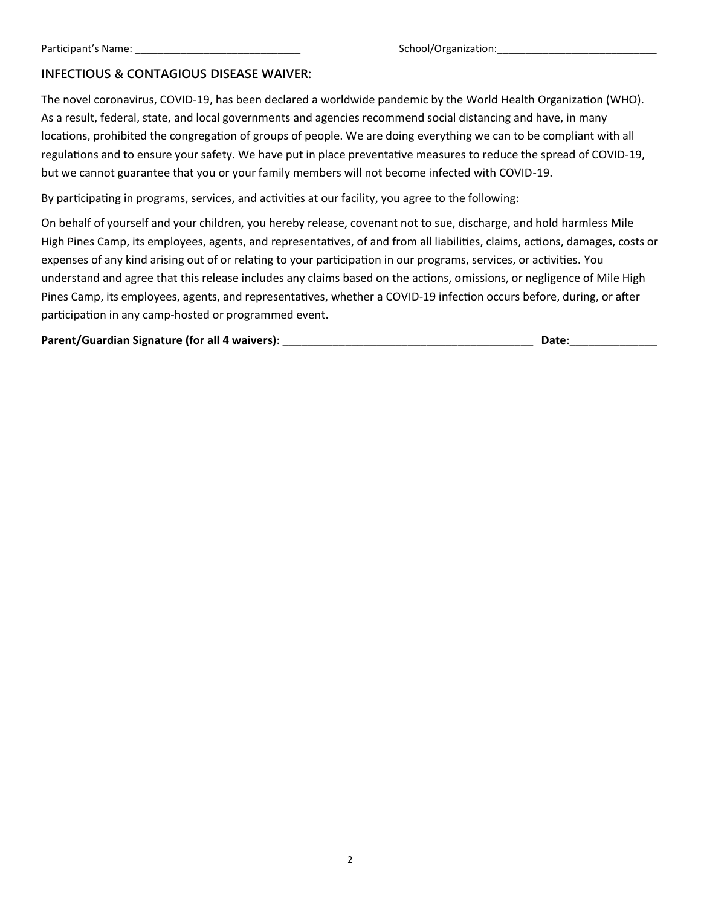Participant's Name: ____________________________ School/Organization:____________________________

## INFECTIOUS & CONTAGIOUS DISEASE WAIVER:

The novel coronavirus, COVID-19, has been declared a worldwide pandemic by the World Health Organization (WHO). As a result, federal, state, and local governments and agencies recommend social distancing and have, in many locations, prohibited the congregation of groups of people. We are doing everything we can to be compliant with all regulations and to ensure your safety. We have put in place preventative measures to reduce the spread of COVID-19, but we cannot guarantee that you or your family members will not become infected with COVID-19.

By participating in programs, services, and activities at our facility, you agree to the following:

On behalf of yourself and your children, you hereby release, covenant not to sue, discharge, and hold harmless Mile High Pines Camp, its employees, agents, and representatives, of and from all liabilities, claims, actions, damages, costs or expenses of any kind arising out of or relating to your participation in our programs, services, or activities. You understand and agree that this release includes any claims based on the actions, omissions, or negligence of Mile High Pines Camp, its employees, agents, and representatives, whether a COVID-19 infection occurs before, during, or after participation in any camp-hosted or programmed event.

**Parent/Guardian Signature (for all 4 waivers)**: ________________________________________ **Date**:______________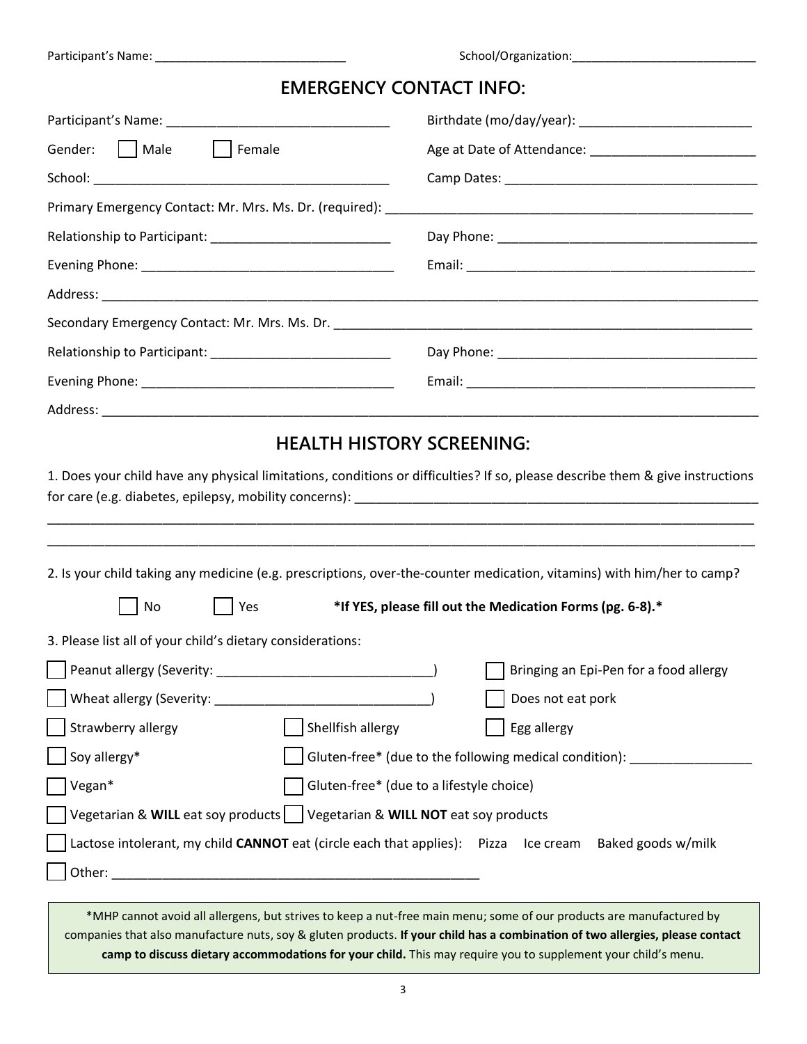Participant's Name: ____________________________ School/Organization:____________________________

## EMERGENCY CONTACT INFO:

Participant's Name: ______________________________ Birthdate (mo/day/year): ________________________

Gender: ☐ Male ☐ Female Age at Date of Attendance: _______________________

School: ________________________________________ Camp Dates: __________________________________

Primary Emergency Contact: Mr. Mrs. Ms. Dr. (required): ____________________________________________________

Relationship to Participant: _________________________ Day Phone: ___________________________________

Evening Phone: ___________________________________ Email: ________________________________________

Address: ____________________________________________________________________________________________

Secondary Emergency Contact: Mr. Mrs. Ms. Dr. __________________________________________________________

Relationship to Participant: _________________________ Day Phone: ___________________________________

Evening Phone: ___________________________________ Email: ________________________________________

Address: ____________________________________________________________________________________________

## HEALTH HISTORY SCREENING:

1. Does your child have any physical limitations, conditions or difficulties? If so, please describe them & give instructions for care (e.g. diabetes, epilepsy, mobility concerns): ________________________________________________________

____________________________________________________________________________________________________

____________________________________________________________________________________________________

2. Is your child taking any medicine (e.g. prescriptions, over-the-counter medication, vitamins) with him/her to camp?

☐ No ☐ Yes **\*If YES, please fill out the Medication Forms (pg. 6-8).\***

3. Please list all of your child's dietary considerations:

☐ Peanut allergy (Severity: _____________________________) ☐ Bringing an Epi-Pen for a food allergy

☐ Wheat allergy (Severity: ______________________________) ☐ Does not eat pork

☐ Strawberry allergy ☐ Shellfish allergy ☐ Egg allergy

☐ Soy allergy* ☐ Gluten-free* (due to the following medical condition): ________________

☐ Vegan* ☐ Gluten-free* (due to a lifestyle choice)

☐ Vegetarian & **WILL** eat soy products ☐ Vegetarian & **WILL NOT** eat soy products

☐ Lactose intolerant, my child **CANNOT** eat (circle each that applies): Pizza Ice cream Baked goods w/milk

☐ Other: ____________________________________________________

*MHP cannot avoid all allergens, but strives to keep a nut-free main menu; some of our products are manufactured by companies that also manufacture nuts, soy & gluten products. **If your child has a combination of two allergies, please contact camp to discuss dietary accommodations for your child.** This may require you to supplement your child's menu.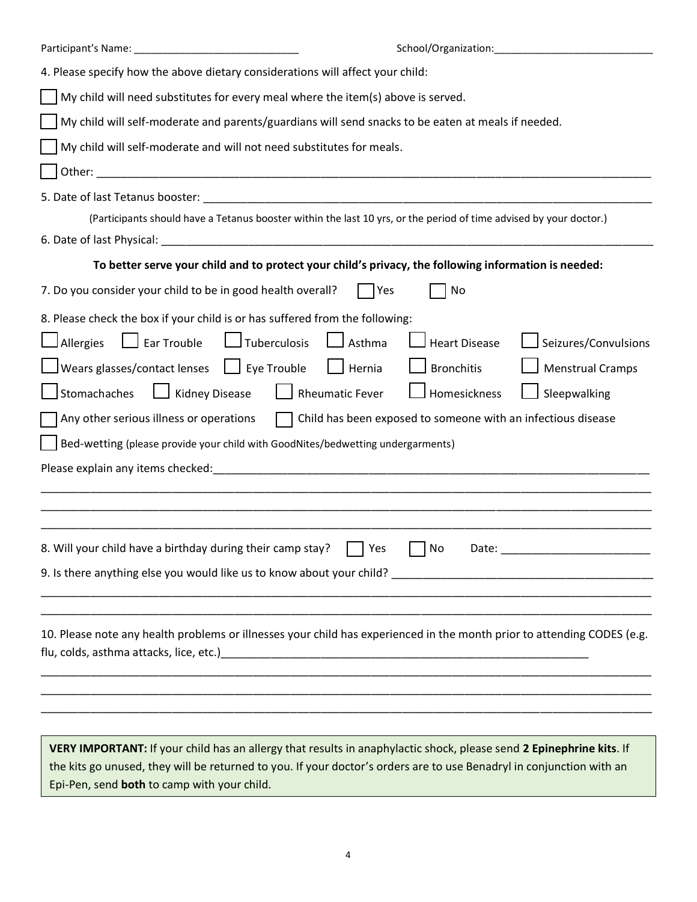Participant's Name: ____________________________ School/Organization: ____________________________

4. Please specify how the above dietary considerations will affect your child:

- ☐ My child will need substitutes for every meal where the item(s) above is served.
- ☐ My child will self-moderate and parents/guardians will send snacks to be eaten at meals if needed.
- ☐ My child will self-moderate and will not need substitutes for meals.
- ☐ Other: ____________________________________________________________________________

5. Date of last Tetanus booster: ____________________________________________________________

(Participants should have a Tetanus booster within the last 10 yrs, or the period of time advised by your doctor.)

6. Date of last Physical: ___________________________________________________________________

**To better serve your child and to protect your child's privacy, the following information is needed:**

7. Do you consider your child to be in good health overall? ☐ Yes ☐ No

8. Please check the box if your child is or has suffered from the following:

☐ Allergies ☐ Ear Trouble ☐ Tuberculosis ☐ Asthma ☐ Heart Disease ☐ Seizures/Convulsions

☐ Wears glasses/contact lenses ☐ Eye Trouble ☐ Hernia ☐ Bronchitis ☐ Menstrual Cramps

☐ Stomachaches ☐ Kidney Disease ☐ Rheumatic Fever ☐ Homesickness ☐ Sleepwalking

☐ Any other serious illness or operations ☐ Child has been exposed to someone with an infectious disease

☐ Bed-wetting (please provide your child with GoodNites/bedwetting undergarments)

Please explain any items checked: ___________________________________________________________

_____________________________________________________________________________________

_____________________________________________________________________________________

_____________________________________________________________________________________

8. Will your child have a birthday during their camp stay? ☐ Yes ☐ No Date: ______________________

9. Is there anything else you would like us to know about your child? ____________________________

_____________________________________________________________________________________

_____________________________________________________________________________________

10. Please note any health problems or illnesses your child has experienced in the month prior to attending CODES (e.g. flu, colds, asthma attacks, lice, etc.)______________________________________________________

_____________________________________________________________________________________

_____________________________________________________________________________________

_____________________________________________________________________________________

**VERY IMPORTANT:** If your child has an allergy that results in anaphylactic shock, please send **2 Epinephrine kits**. If the kits go unused, they will be returned to you. If your doctor's orders are to use Benadryl in conjunction with an Epi-Pen, send **both** to camp with your child.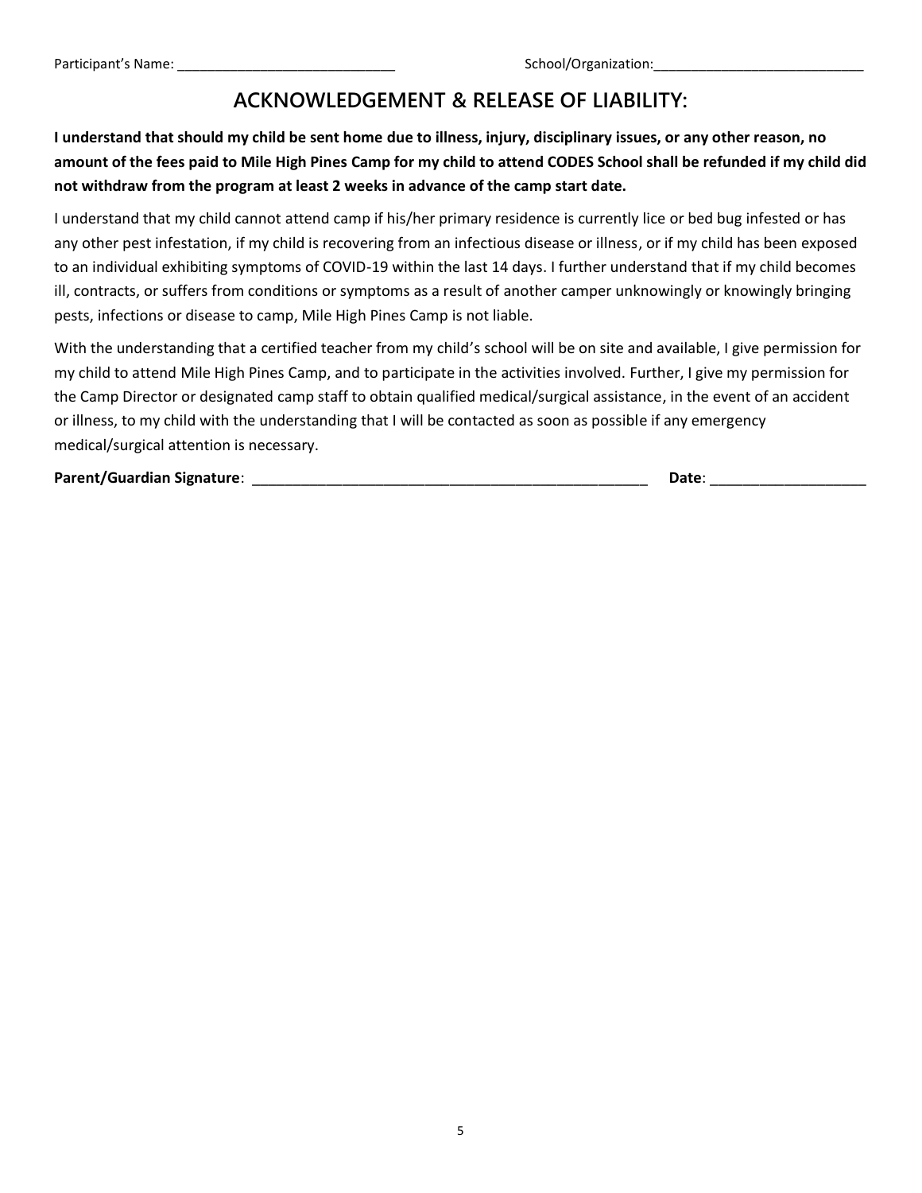Participant's Name: ____________________________ School/Organization:___________________________

## ACKNOWLEDGEMENT & RELEASE OF LIABILITY:

**I understand that should my child be sent home due to illness, injury, disciplinary issues, or any other reason, no amount of the fees paid to Mile High Pines Camp for my child to attend CODES School shall be refunded if my child did not withdraw from the program at least 2 weeks in advance of the camp start date.**

I understand that my child cannot attend camp if his/her primary residence is currently lice or bed bug infested or has any other pest infestation, if my child is recovering from an infectious disease or illness, or if my child has been exposed to an individual exhibiting symptoms of COVID-19 within the last 14 days. I further understand that if my child becomes ill, contracts, or suffers from conditions or symptoms as a result of another camper unknowingly or knowingly bringing pests, infections or disease to camp, Mile High Pines Camp is not liable.

With the understanding that a certified teacher from my child's school will be on site and available, I give permission for my child to attend Mile High Pines Camp, and to participate in the activities involved. Further, I give my permission for the Camp Director or designated camp staff to obtain qualified medical/surgical assistance, in the event of an accident or illness, to my child with the understanding that I will be contacted as soon as possible if any emergency medical/surgical attention is necessary.

**Parent/Guardian Signature**: _________________________________________________ **Date**: ___________________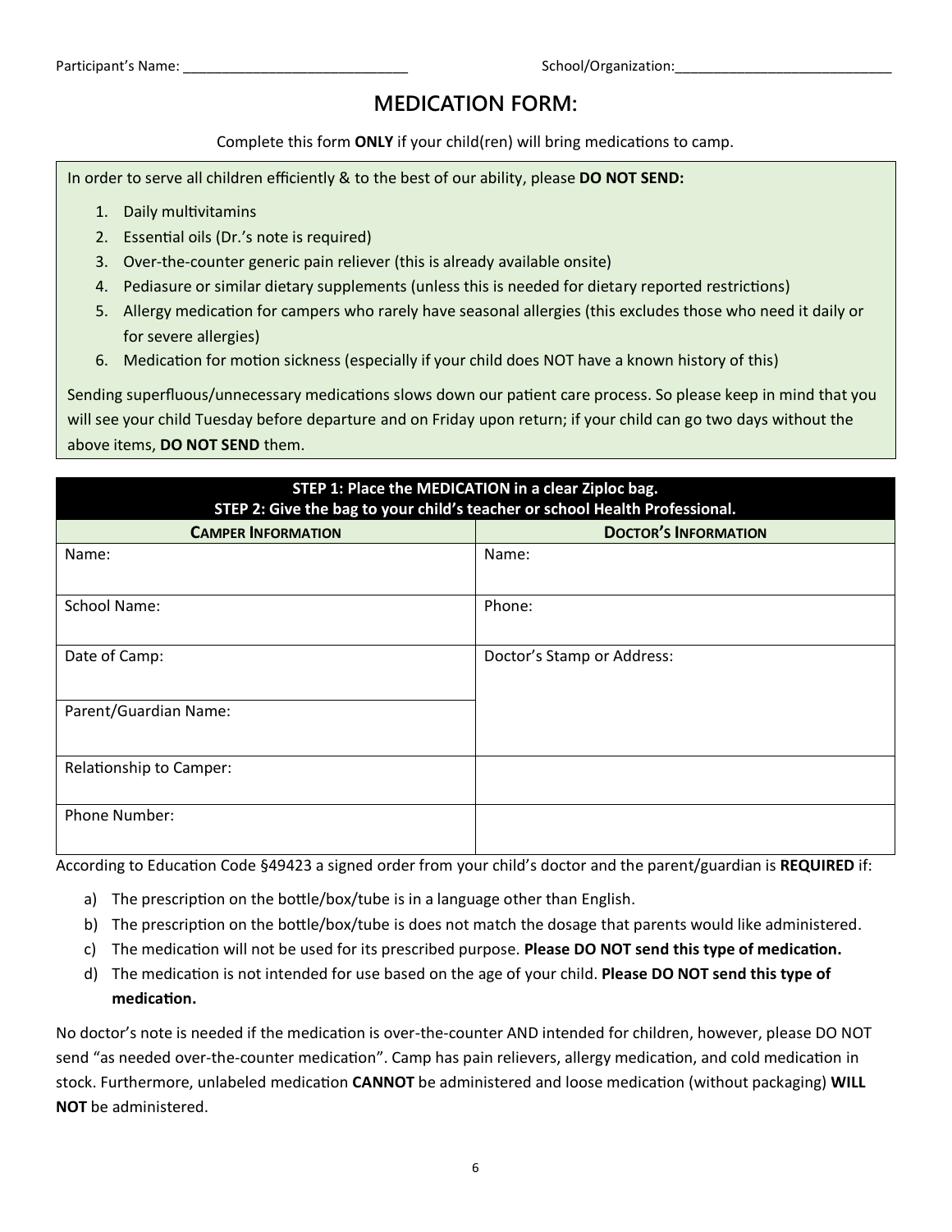Participant's Name: ______________________________ School/Organization: ____________________________

# MEDICATION FORM:

Complete this form **ONLY** if your child(ren) will bring medications to camp.

In order to serve all children efficiently & to the best of our ability, please **DO NOT SEND:**

1. Daily multivitamins
2. Essential oils (Dr.'s note is required)
3. Over-the-counter generic pain reliever (this is already available onsite)
4. Pediasure or similar dietary supplements (unless this is needed for dietary reported restrictions)
5. Allergy medication for campers who rarely have seasonal allergies (this excludes those who need it daily or for severe allergies)
6. Medication for motion sickness (especially if your child does NOT have a known history of this)

Sending superfluous/unnecessary medications slows down our patient care process. So please keep in mind that you will see your child Tuesday before departure and on Friday upon return; if your child can go two days without the above items, **DO NOT SEND** them.

| **STEP 1: Place the MEDICATION in a clear Ziploc bag. STEP 2: Give the bag to your child's teacher or school Health Professional.** | |
|---|---|
| **CAMPER INFORMATION** | **DOCTOR'S INFORMATION** |
| Name: | Name: |
| School Name: | Phone: |
| Date of Camp: | Doctor's Stamp or Address: |
| Parent/Guardian Name: | |
| Relationship to Camper: | |
| Phone Number: | |

According to Education Code §49423 a signed order from your child's doctor and the parent/guardian is **REQUIRED** if:

a) The prescription on the bottle/box/tube is in a language other than English.
b) The prescription on the bottle/box/tube is does not match the dosage that parents would like administered.
c) The medication will not be used for its prescribed purpose. **Please DO NOT send this type of medication.**
d) The medication is not intended for use based on the age of your child. **Please DO NOT send this type of medication.**

No doctor's note is needed if the medication is over-the-counter AND intended for children, however, please DO NOT send "as needed over-the-counter medication". Camp has pain relievers, allergy medication, and cold medication in stock. Furthermore, unlabeled medication **CANNOT** be administered and loose medication (without packaging) **WILL NOT** be administered.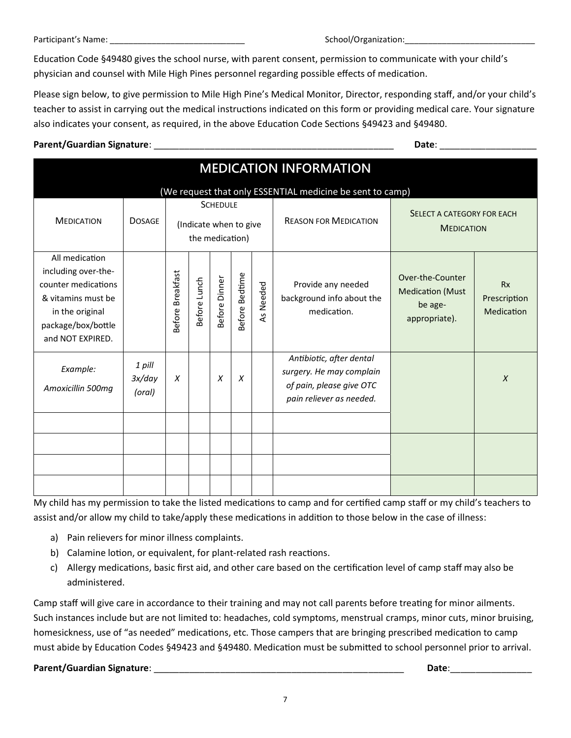Participant's Name: ____________________________ School/Organization:____________________________

Education Code §49480 gives the school nurse, with parent consent, permission to communicate with your child's physician and counsel with Mile High Pines personnel regarding possible effects of medication.

Please sign below, to give permission to Mile High Pine's Medical Monitor, Director, responding staff, and/or your child's teacher to assist in carrying out the medical instructions indicated on this form or providing medical care. Your signature also indicates your consent, as required, in the above Education Code Sections §49423 and §49480.

**Parent/Guardian Signature**: ________________________________________________ **Date**: ___________________

## MEDICATION INFORMATION

(We request that only ESSENTIAL medicine be sent to camp)

| Medication | Dosage | Schedule (Indicate when to give the medication) | | | | | Reason for Medication | Select a category for each Medication | |
|---|---|---|---|---|---|---|---|---|---|
| All medication including over-the-counter medications & vitamins must be in the original package/box/bottle and NOT EXPIRED. | | Before Breakfast | Before Lunch | Before Dinner | Before Bedtime | As Needed | Provide any needed background info about the medication. | Over-the-Counter Medication (Must be age-appropriate). | Rx Prescription Medication |
| *Example: Amoxicillin 500mg* | *1 pill 3x/day (oral)* | *X* | | *X* | *X* | | *Antibiotic, after dental surgery. He may complain of pain, please give OTC pain reliever as needed.* | | *X* |
| | | | | | | | | | |
| | | | | | | | | | |
| | | | | | | | | | |
| | | | | | | | | | |

My child has my permission to take the listed medications to camp and for certified camp staff or my child's teachers to assist and/or allow my child to take/apply these medications in addition to those below in the case of illness:

a) Pain relievers for minor illness complaints.
b) Calamine lotion, or equivalent, for plant-related rash reactions.
c) Allergy medications, basic first aid, and other care based on the certification level of camp staff may also be administered.

Camp staff will give care in accordance to their training and may not call parents before treating for minor ailments. Such instances include but are not limited to: headaches, cold symptoms, menstrual cramps, minor cuts, minor bruising, homesickness, use of "as needed" medications, etc. Those campers that are bringing prescribed medication to camp must abide by Education Codes §49423 and §49480. Medication must be submitted to school personnel prior to arrival.

**Parent/Guardian Signature**: ____________________________________________________ **Date**:________________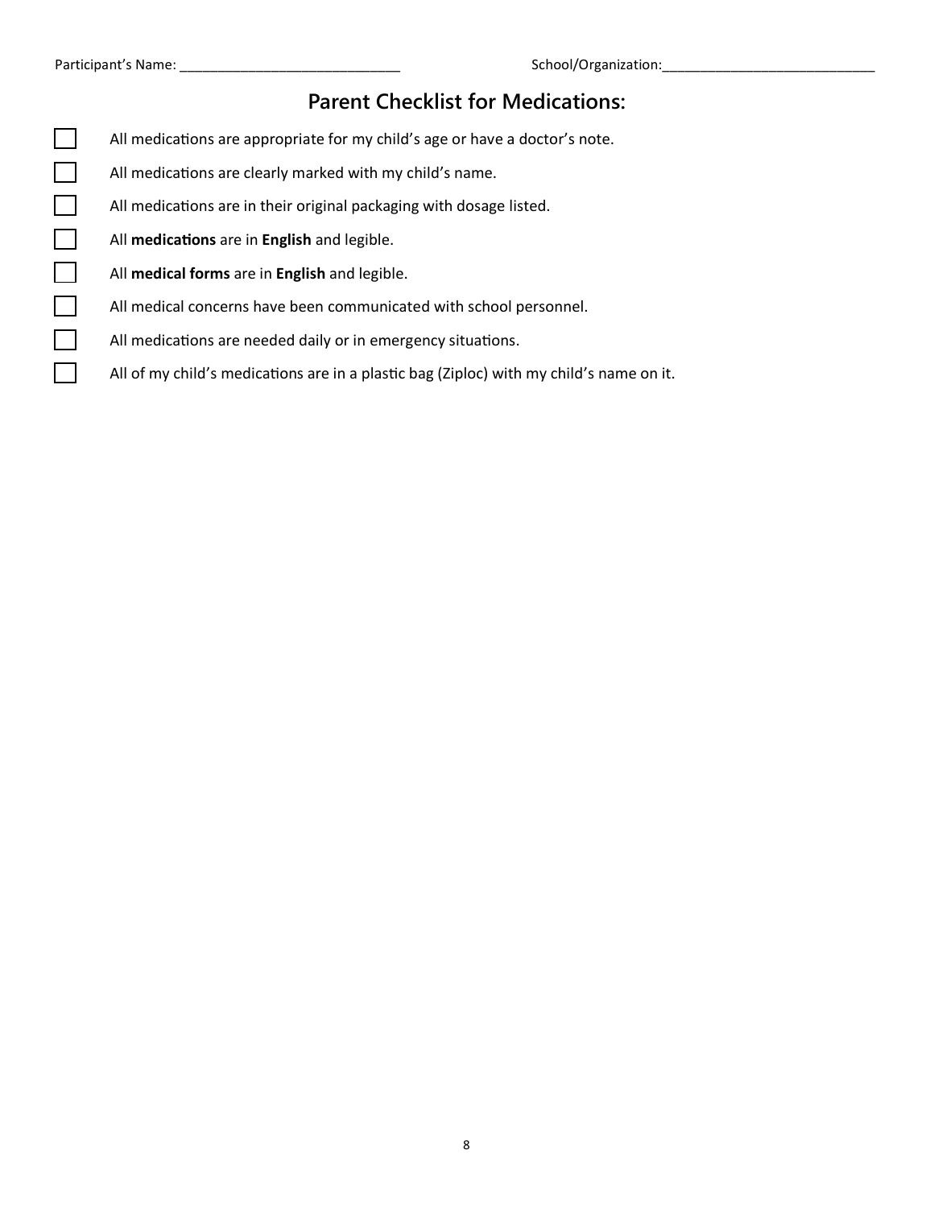Participant's Name: _____________________________ School/Organization:____________________________

## Parent Checklist for Medications:

- [ ] All medications are appropriate for my child's age or have a doctor's note.
- [ ] All medications are clearly marked with my child's name.
- [ ] All medications are in their original packaging with dosage listed.
- [ ] All **medications** are in **English** and legible.
- [ ] All **medical forms** are in **English** and legible.
- [ ] All medical concerns have been communicated with school personnel.
- [ ] All medications are needed daily or in emergency situations.
- [ ] All of my child's medications are in a plastic bag (Ziploc) with my child's name on it.